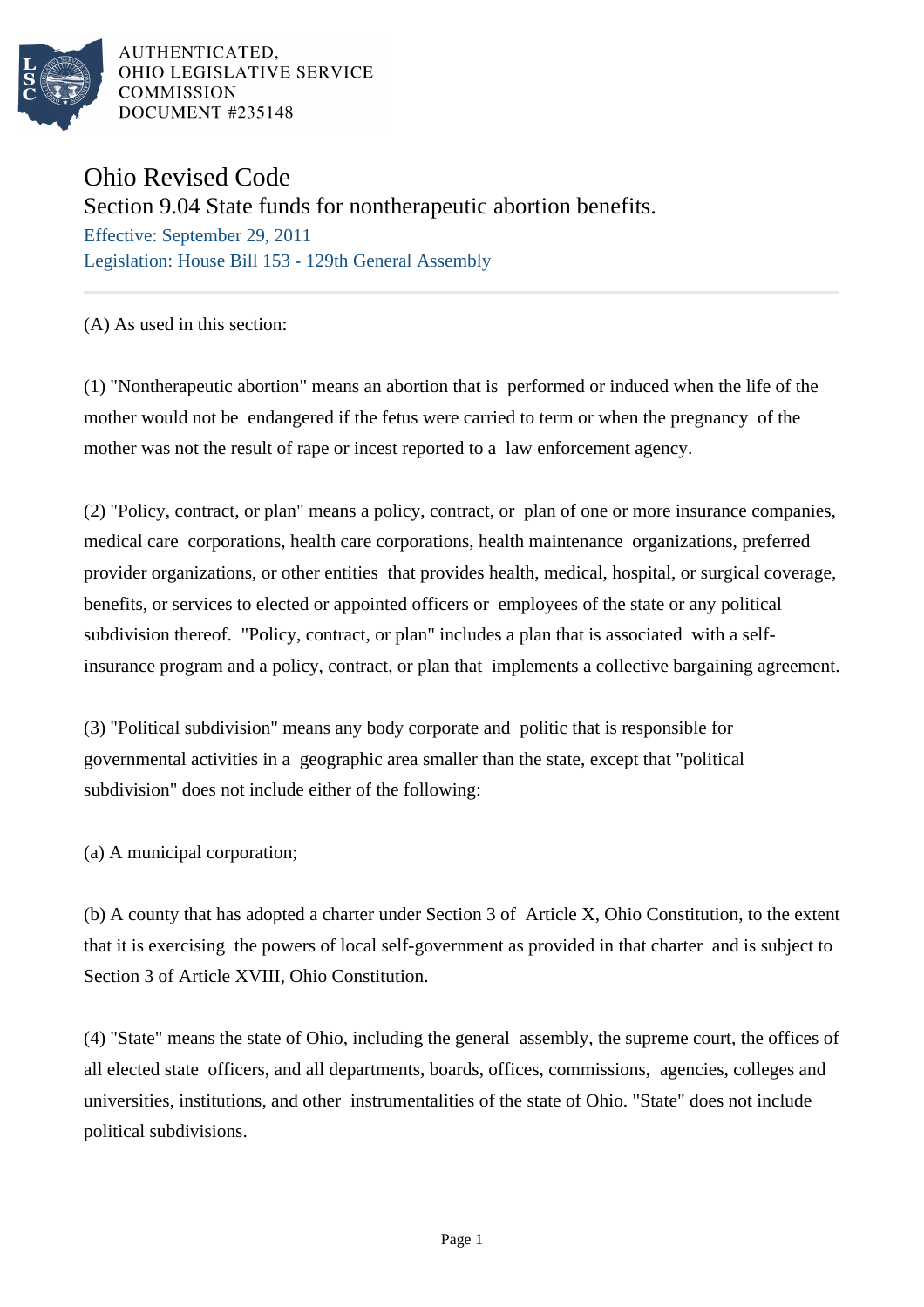AUTHENTICATED,
OHIO LEGISLATIVE SERVICE
COMMISSION
DOCUMENT #235148

# Ohio Revised Code

## Section 9.04 State funds for nontherapeutic abortion benefits.

Effective: September 29, 2011

Legislation: House Bill 153 - 129th General Assembly

(A) As used in this section:

(1) "Nontherapeutic abortion" means an abortion that is performed or induced when the life of the mother would not be endangered if the fetus were carried to term or when the pregnancy of the mother was not the result of rape or incest reported to a law enforcement agency.

(2) "Policy, contract, or plan" means a policy, contract, or plan of one or more insurance companies, medical care corporations, health care corporations, health maintenance organizations, preferred provider organizations, or other entities that provides health, medical, hospital, or surgical coverage, benefits, or services to elected or appointed officers or employees of the state or any political subdivision thereof. "Policy, contract, or plan" includes a plan that is associated with a self-insurance program and a policy, contract, or plan that implements a collective bargaining agreement.

(3) "Political subdivision" means any body corporate and politic that is responsible for governmental activities in a geographic area smaller than the state, except that "political subdivision" does not include either of the following:

(a) A municipal corporation;

(b) A county that has adopted a charter under Section 3 of Article X, Ohio Constitution, to the extent that it is exercising the powers of local self-government as provided in that charter and is subject to Section 3 of Article XVIII, Ohio Constitution.

(4) "State" means the state of Ohio, including the general assembly, the supreme court, the offices of all elected state officers, and all departments, boards, offices, commissions, agencies, colleges and universities, institutions, and other instrumentalities of the state of Ohio. "State" does not include political subdivisions.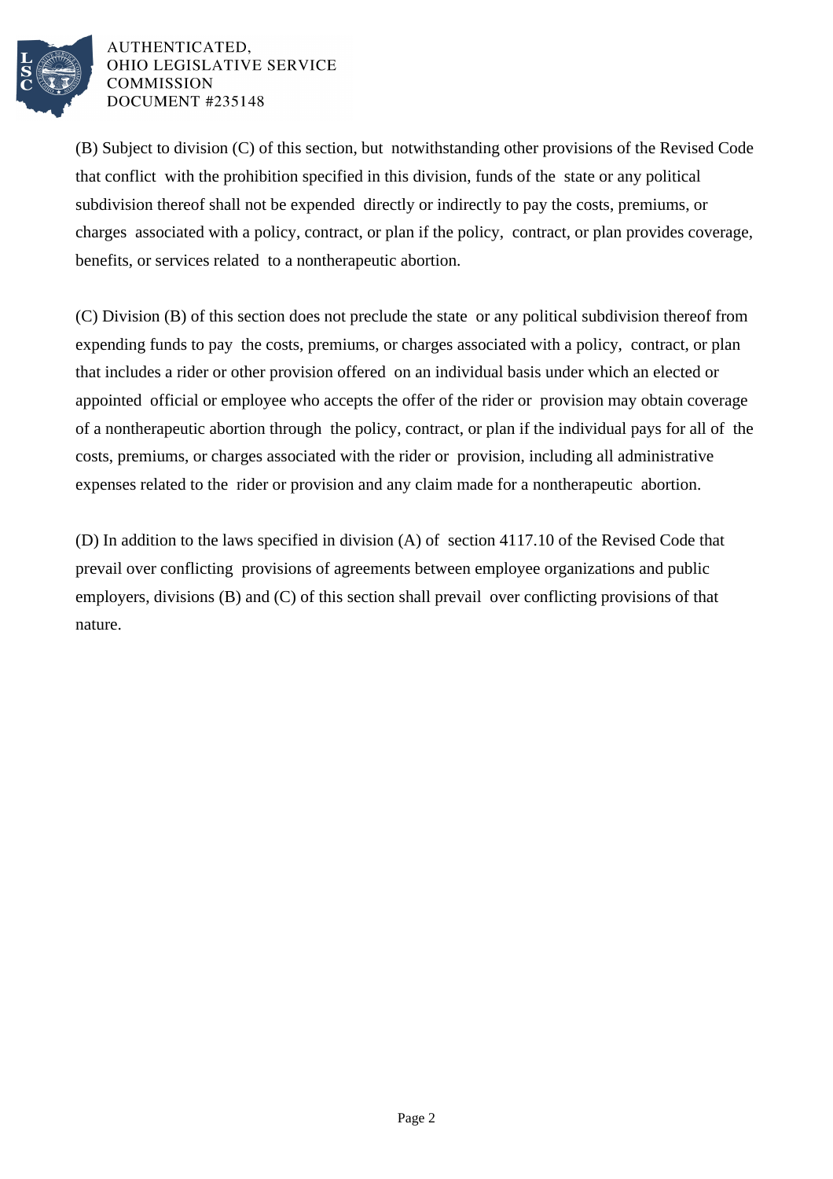(B) Subject to division (C) of this section, but notwithstanding other provisions of the Revised Code that conflict with the prohibition specified in this division, funds of the state or any political subdivision thereof shall not be expended directly or indirectly to pay the costs, premiums, or charges associated with a policy, contract, or plan if the policy, contract, or plan provides coverage, benefits, or services related to a nontherapeutic abortion.

(C) Division (B) of this section does not preclude the state or any political subdivision thereof from expending funds to pay the costs, premiums, or charges associated with a policy, contract, or plan that includes a rider or other provision offered on an individual basis under which an elected or appointed official or employee who accepts the offer of the rider or provision may obtain coverage of a nontherapeutic abortion through the policy, contract, or plan if the individual pays for all of the costs, premiums, or charges associated with the rider or provision, including all administrative expenses related to the rider or provision and any claim made for a nontherapeutic abortion.

(D) In addition to the laws specified in division (A) of section 4117.10 of the Revised Code that prevail over conflicting provisions of agreements between employee organizations and public employers, divisions (B) and (C) of this section shall prevail over conflicting provisions of that nature.